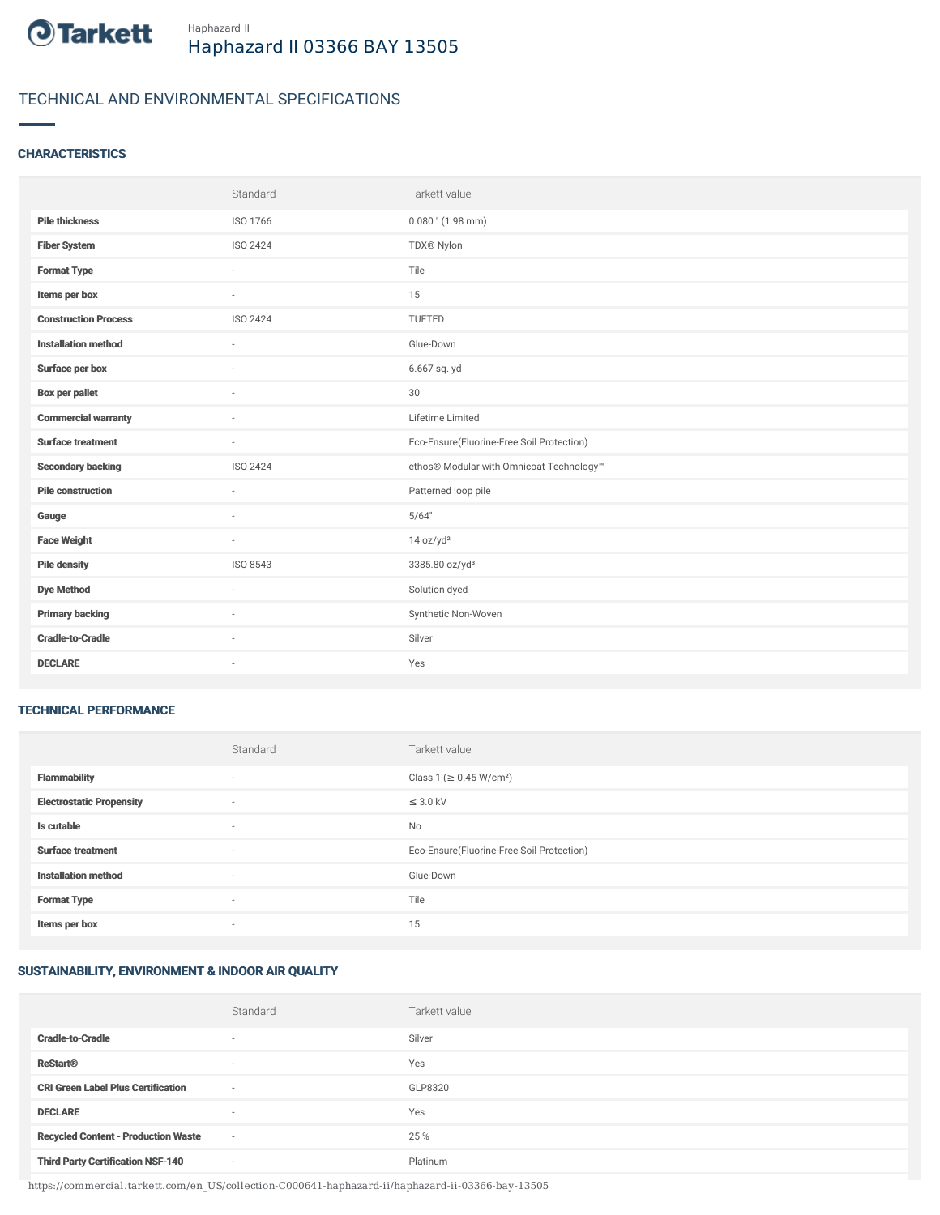Tarkett

Haphazard II

# Haphazard II 03366 BAY 13505

## TECHNICAL AND ENVIRONMENTAL SPECIFICATIONS

### CHARACTERISTICS

| | Standard | Tarkett value |
|---|---|---|
| **Pile thickness** | ISO 1766 | 0.080 " (1.98 mm) |
| **Fiber System** | ISO 2424 | TDX® Nylon |
| **Format Type** | - | Tile |
| **Items per box** | - | 15 |
| **Construction Process** | ISO 2424 | TUFTED |
| **Installation method** | - | Glue-Down |
| **Surface per box** | - | 6.667 sq. yd |
| **Box per pallet** | - | 30 |
| **Commercial warranty** | - | Lifetime Limited |
| **Surface treatment** | - | Eco-Ensure(Fluorine-Free Soil Protection) |
| **Secondary backing** | ISO 2424 | ethos® Modular with Omnicoat Technology™ |
| **Pile construction** | - | Patterned loop pile |
| **Gauge** | - | 5/64" |
| **Face Weight** | - | 14 oz/yd² |
| **Pile density** | ISO 8543 | 3385.80 oz/yd³ |
| **Dye Method** | - | Solution dyed |
| **Primary backing** | - | Synthetic Non-Woven |
| **Cradle-to-Cradle** | - | Silver |
| **DECLARE** | - | Yes |

### TECHNICAL PERFORMANCE

| | Standard | Tarkett value |
|---|---|---|
| **Flammability** | - | Class 1 (≥ 0.45 W/cm²) |
| **Electrostatic Propensity** | - | ≤ 3.0 kV |
| **Is cutable** | - | No |
| **Surface treatment** | - | Eco-Ensure(Fluorine-Free Soil Protection) |
| **Installation method** | - | Glue-Down |
| **Format Type** | - | Tile |
| **Items per box** | - | 15 |

### SUSTAINABILITY, ENVIRONMENT & INDOOR AIR QUALITY

| | Standard | Tarkett value |
|---|---|---|
| **Cradle-to-Cradle** | - | Silver |
| **ReStart®** | - | Yes |
| **CRI Green Label Plus Certification** | - | GLP8320 |
| **DECLARE** | - | Yes |
| **Recycled Content - Production Waste** | - | 25 % |
| **Third Party Certification NSF-140** | - | Platinum |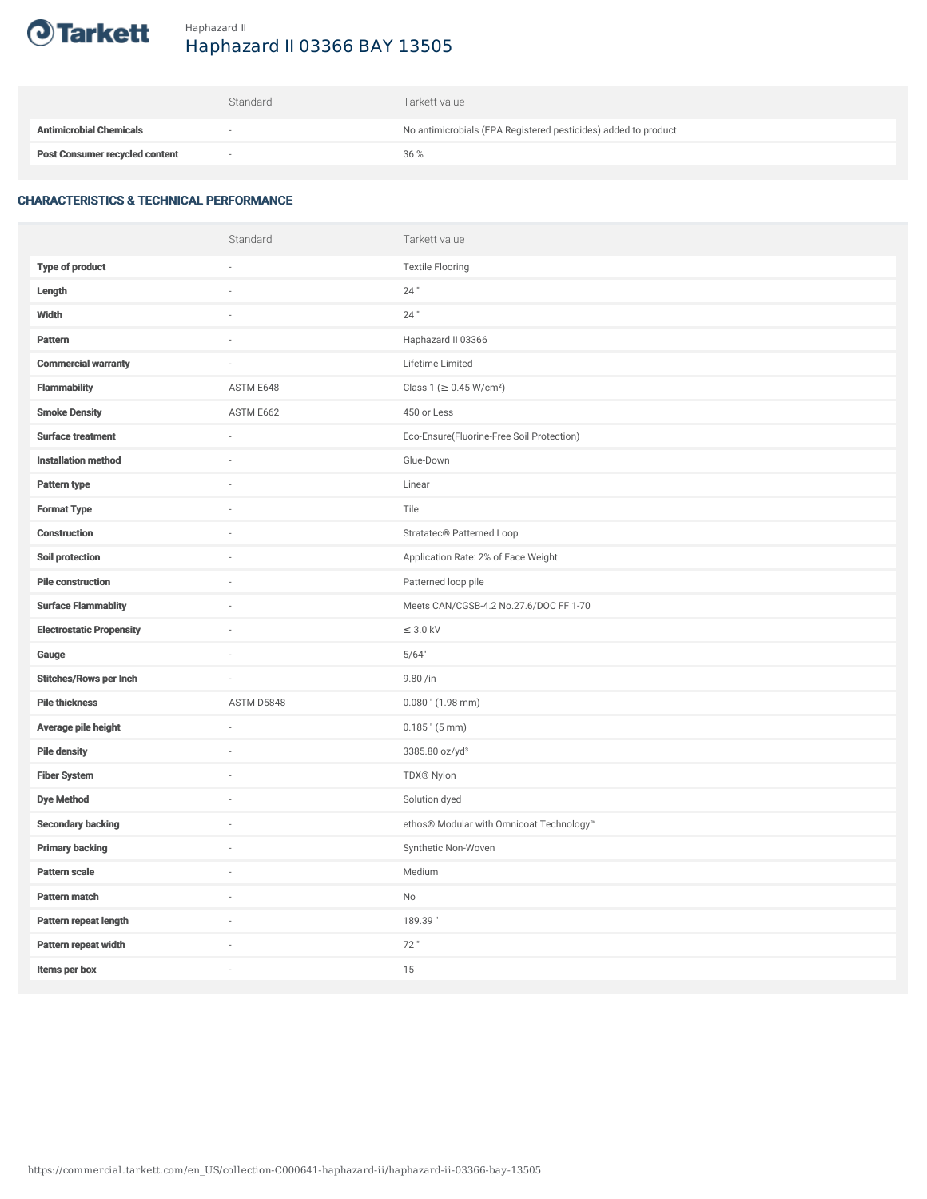Haphazard II

# Haphazard II 03366 BAY 13505

| | Standard | Tarkett value |
|---|---|---|
| **Antimicrobial Chemicals** | - | No antimicrobials (EPA Registered pesticides) added to product |
| **Post Consumer recycled content** | - | 36 % |

## CHARACTERISTICS & TECHNICAL PERFORMANCE

| | Standard | Tarkett value |
|---|---|---|
| **Type of product** | - | Textile Flooring |
| **Length** | - | 24 " |
| **Width** | - | 24 " |
| **Pattern** | - | Haphazard II 03366 |
| **Commercial warranty** | - | Lifetime Limited |
| **Flammability** | ASTM E648 | Class 1 (≥ 0.45 W/cm²) |
| **Smoke Density** | ASTM E662 | 450 or Less |
| **Surface treatment** | - | Eco-Ensure(Fluorine-Free Soil Protection) |
| **Installation method** | - | Glue-Down |
| **Pattern type** | - | Linear |
| **Format Type** | - | Tile |
| **Construction** | - | Stratatec® Patterned Loop |
| **Soil protection** | - | Application Rate: 2% of Face Weight |
| **Pile construction** | - | Patterned loop pile |
| **Surface Flammablity** | - | Meets CAN/CGSB-4.2 No.27.6/DOC FF 1-70 |
| **Electrostatic Propensity** | - | ≤ 3.0 kV |
| **Gauge** | - | 5/64" |
| **Stitches/Rows per Inch** | - | 9.80 /in |
| **Pile thickness** | ASTM D5848 | 0.080 " (1.98 mm) |
| **Average pile height** | - | 0.185 " (5 mm) |
| **Pile density** | - | 3385.80 oz/yd³ |
| **Fiber System** | - | TDX® Nylon |
| **Dye Method** | - | Solution dyed |
| **Secondary backing** | - | ethos® Modular with Omnicoat Technology™ |
| **Primary backing** | - | Synthetic Non-Woven |
| **Pattern scale** | - | Medium |
| **Pattern match** | - | No |
| **Pattern repeat length** | - | 189.39 " |
| **Pattern repeat width** | - | 72 " |
| **Items per box** | - | 15 |

https://commercial.tarkett.com/en_US/collection-C000641-haphazard-ii/haphazard-ii-03366-bay-13505